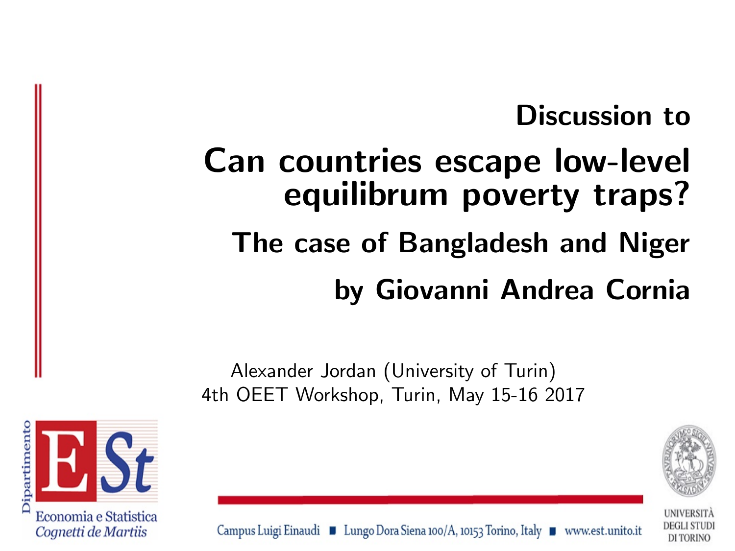# Discussion to

# Can countries escape low-level equilibrum poverty traps?

## The case of Bangladesh and Niger

## by Giovanni Andrea Cornia

Alexander Jordan (University of Turin)
4th OEET Workshop, Turin, May 15-16 2017

Dipartimento
Economia e Statistica
*Cognetti de Martiis*

Campus Luigi Einaudi ■ Lungo Dora Siena 100/A, 10153 Torino, Italy ■ www.est.unito.it

UNIVERSITÀ DEGLI STUDI DI TORINO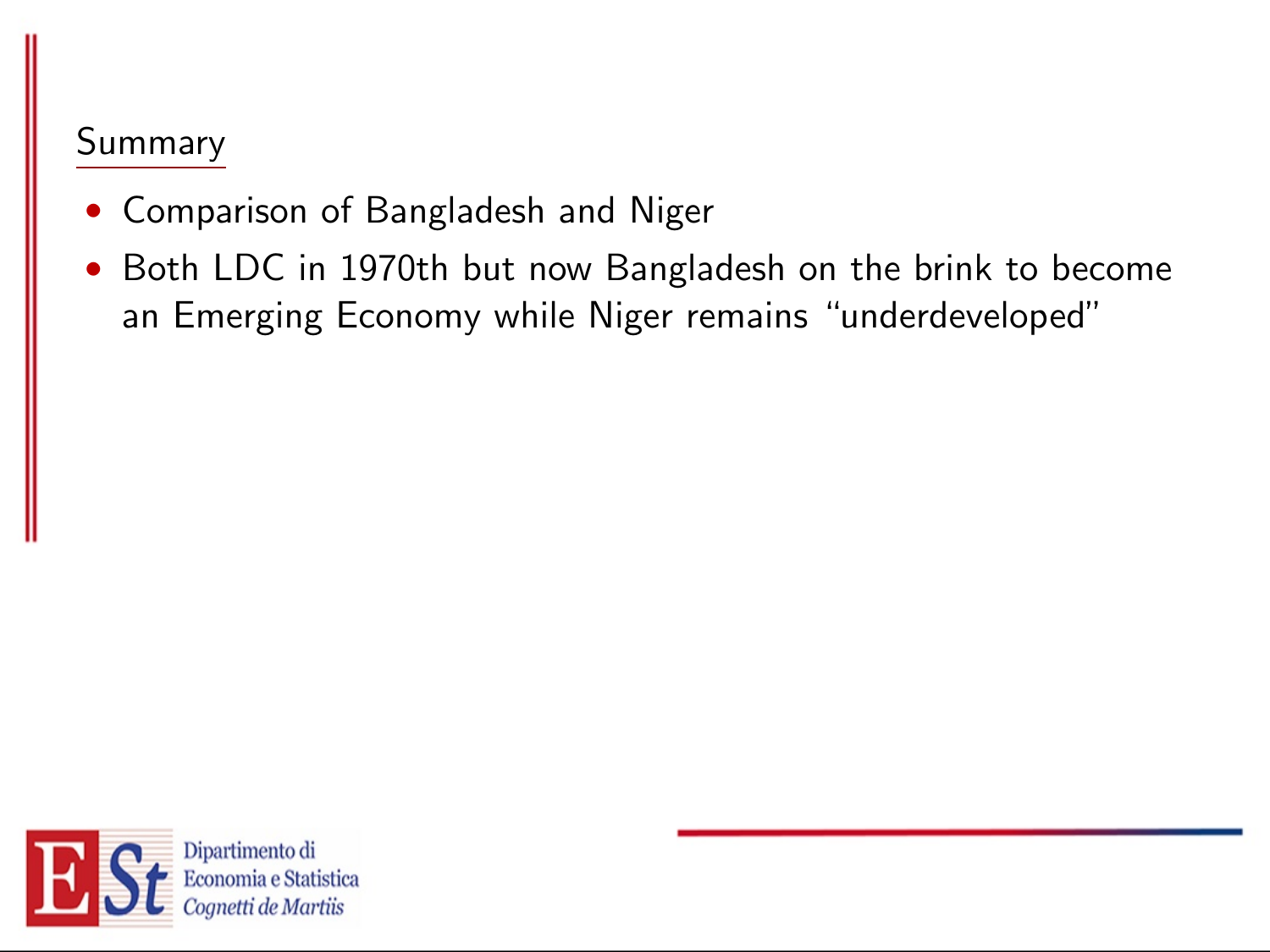## Summary

- Comparison of Bangladesh and Niger
- Both LDC in 1970th but now Bangladesh on the brink to become an Emerging Economy while Niger remains “underdeveloped”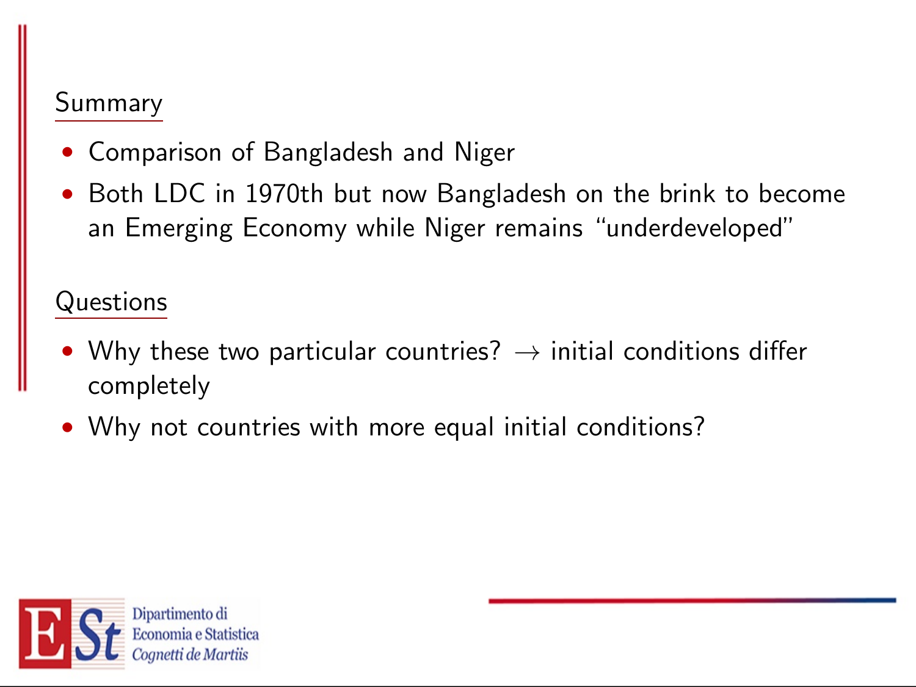## Summary

- Comparison of Bangladesh and Niger
- Both LDC in 1970th but now Bangladesh on the brink to become an Emerging Economy while Niger remains "underdeveloped"

## Questions

- Why these two particular countries? $\rightarrow$ initial conditions differ completely
- Why not countries with more equal initial conditions?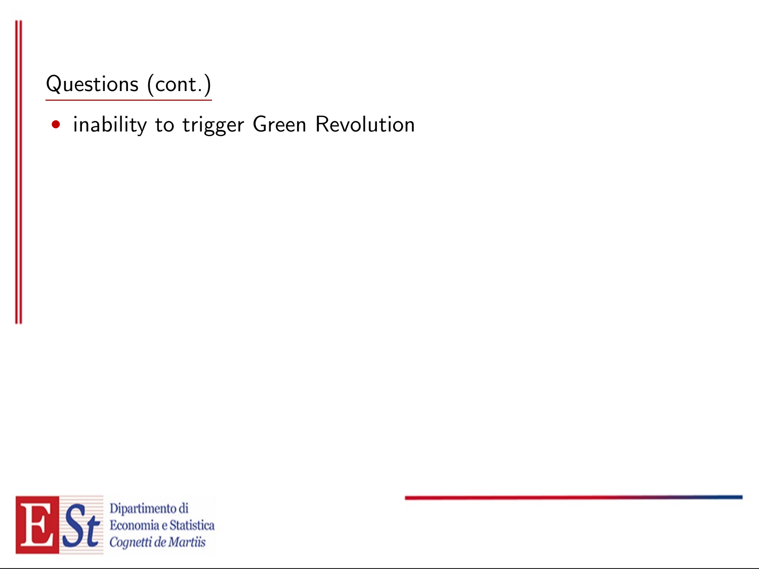## Questions (cont.)

- inability to trigger Green Revolution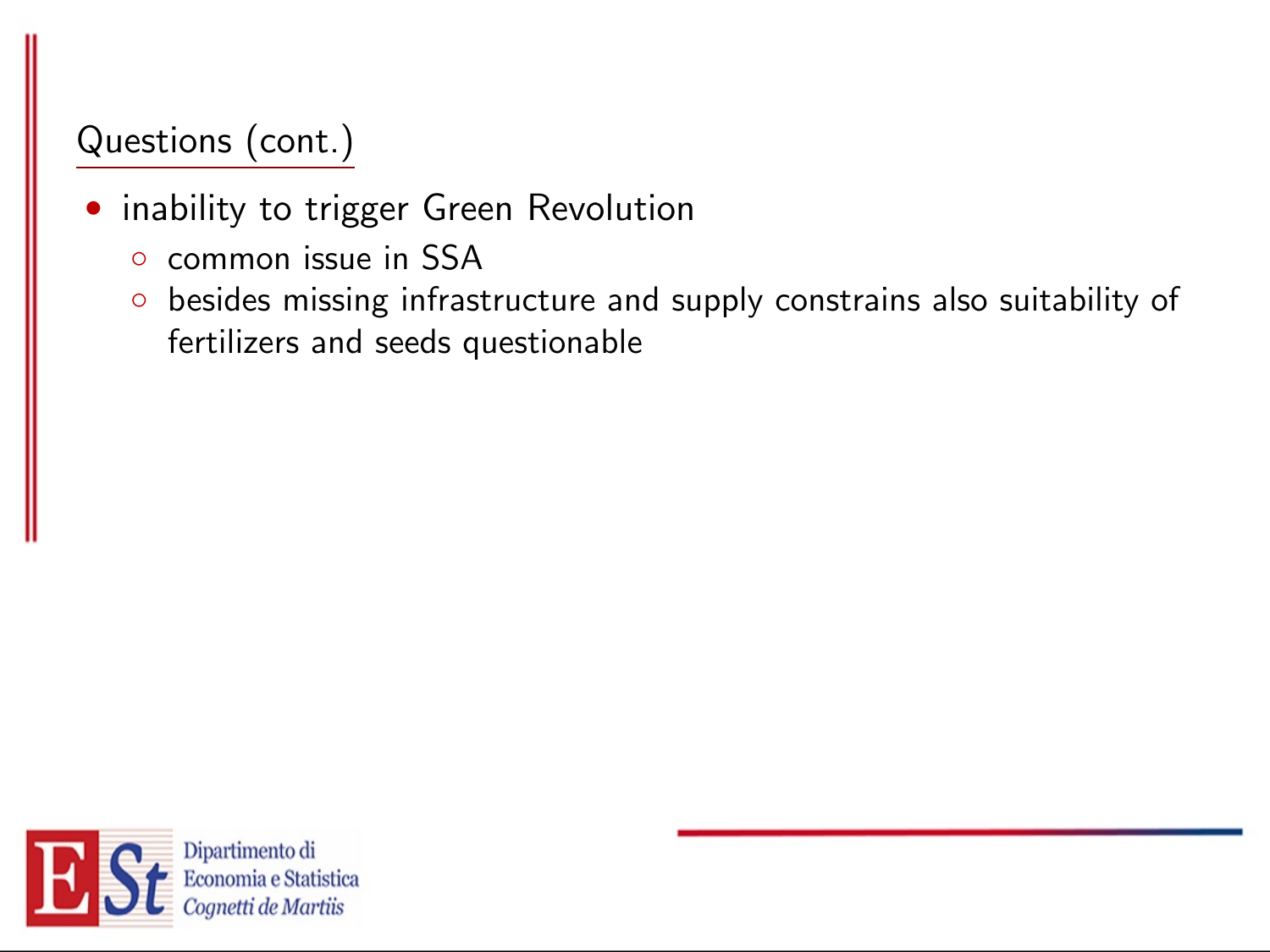## Questions (cont.)

- inability to trigger Green Revolution
  - common issue in SSA
  - besides missing infrastructure and supply constrains also suitability of fertilizers and seeds questionable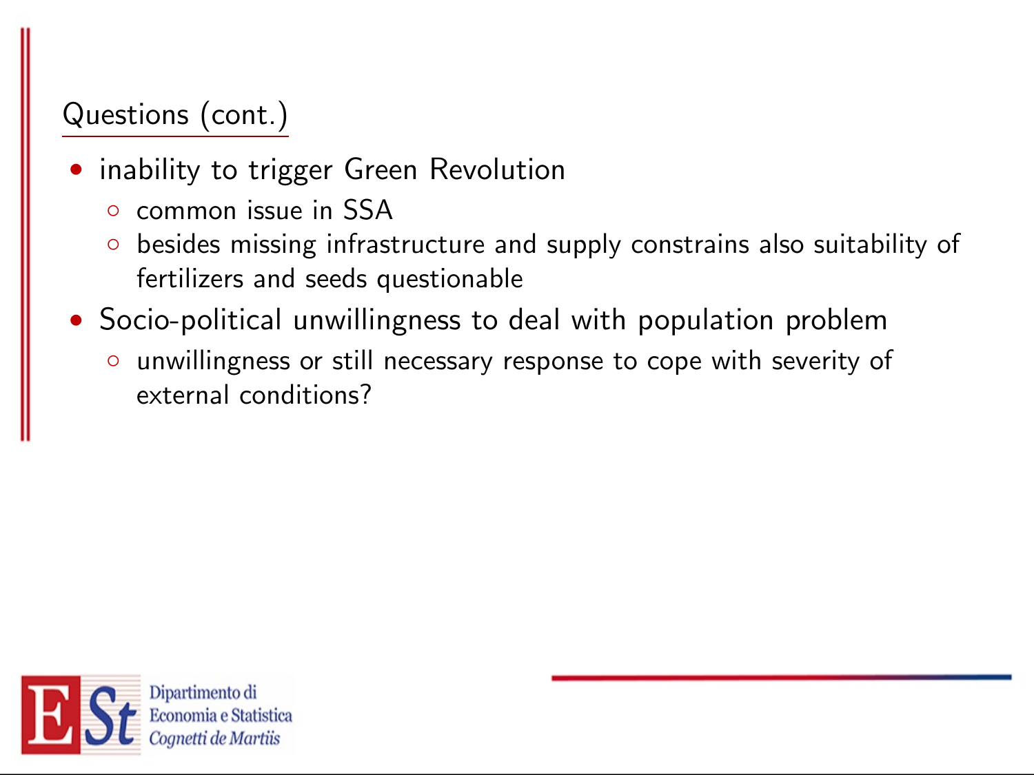## Questions (cont.)

- inability to trigger Green Revolution
  - common issue in SSA
  - besides missing infrastructure and supply constrains also suitability of fertilizers and seeds questionable
- Socio-political unwillingness to deal with population problem
  - unwillingness or still necessary response to cope with severity of external conditions?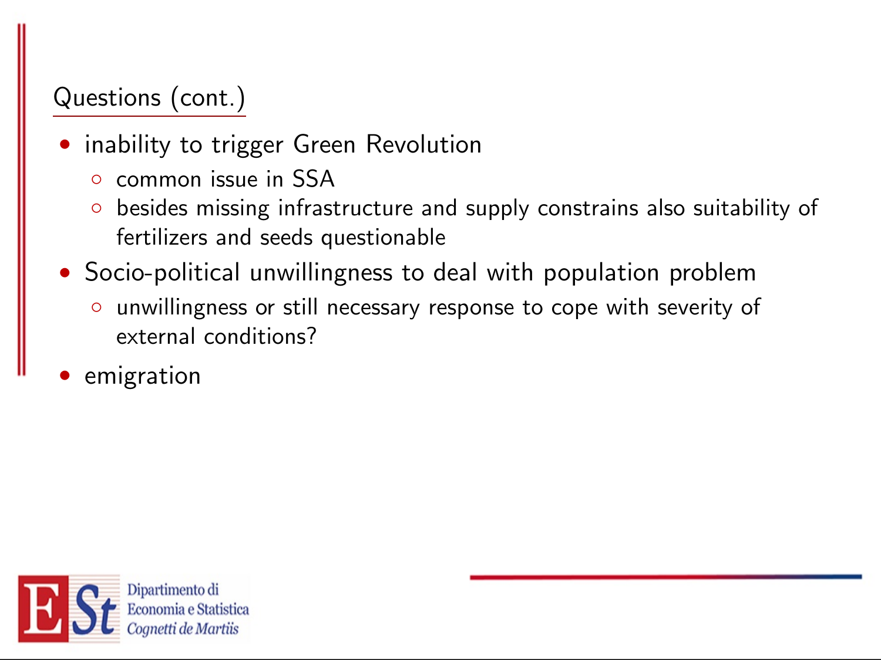## Questions (cont.)

- inability to trigger Green Revolution
  - common issue in SSA
  - besides missing infrastructure and supply constrains also suitability of fertilizers and seeds questionable
- Socio-political unwillingness to deal with population problem
  - unwillingness or still necessary response to cope with severity of external conditions?
- emigration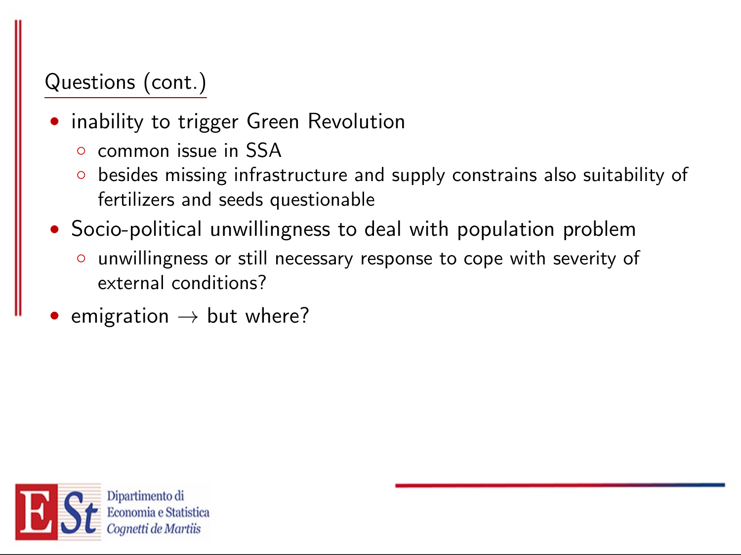## Questions (cont.)

- inability to trigger Green Revolution
  - common issue in SSA
  - besides missing infrastructure and supply constrains also suitability of fertilizers and seeds questionable
- Socio-political unwillingness to deal with population problem
  - unwillingness or still necessary response to cope with severity of external conditions?
- emigration $\rightarrow$ but where?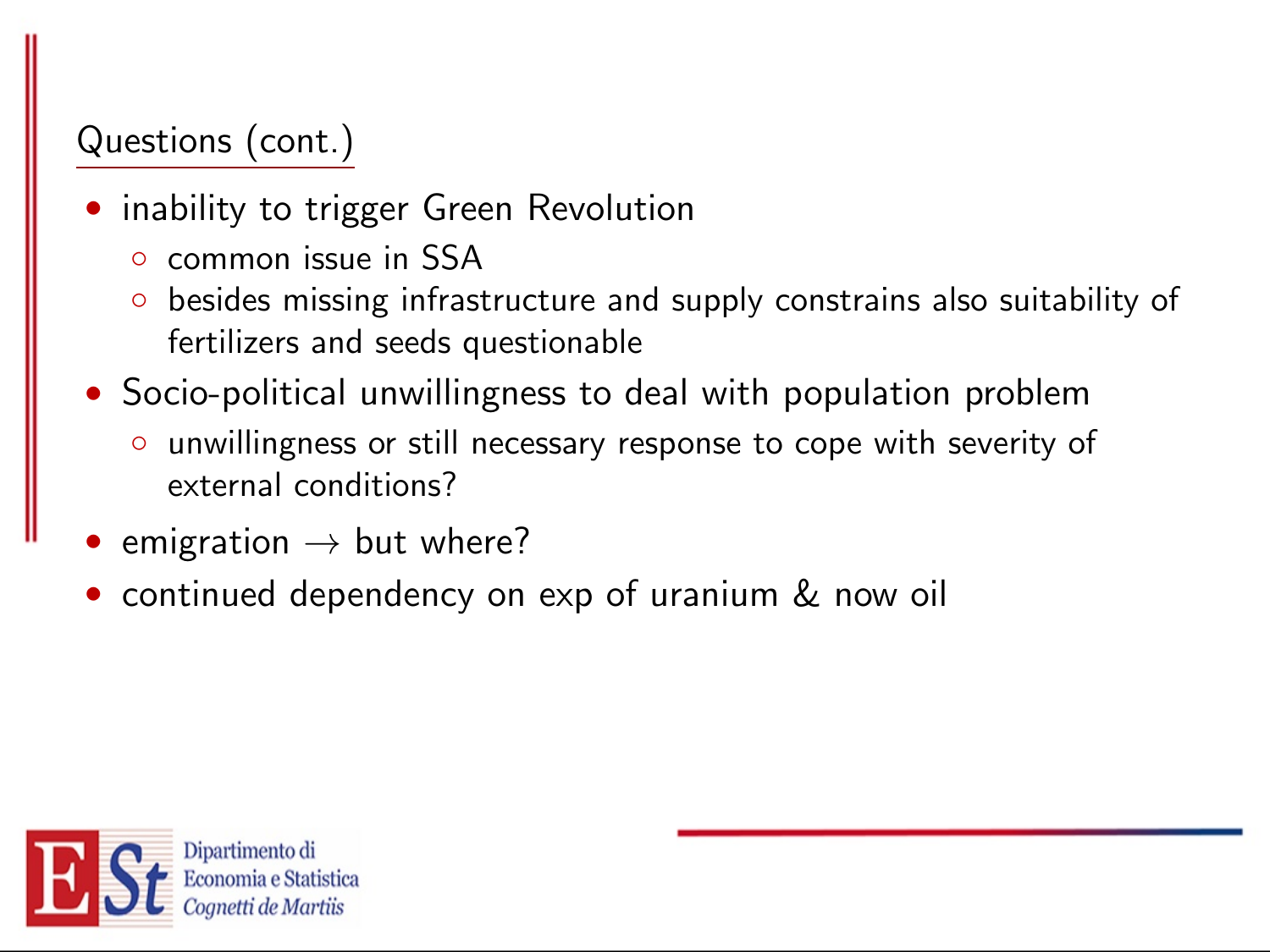## Questions (cont.)

- inability to trigger Green Revolution
  - common issue in SSA
  - besides missing infrastructure and supply constrains also suitability of fertilizers and seeds questionable
- Socio-political unwillingness to deal with population problem
  - unwillingness or still necessary response to cope with severity of external conditions?
- emigration $\rightarrow$ but where?
- continued dependency on exp of uranium & now oil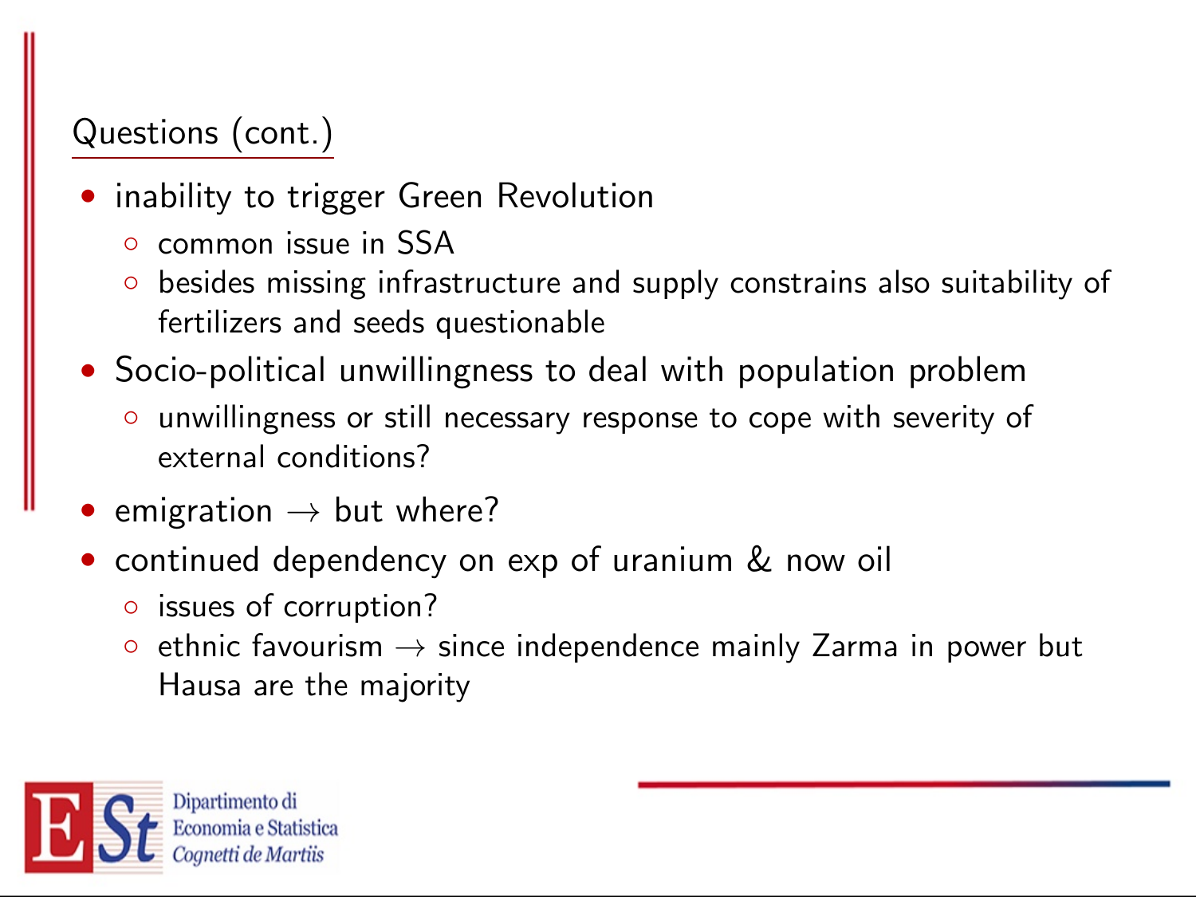## Questions (cont.)

- inability to trigger Green Revolution
  - common issue in SSA
  - besides missing infrastructure and supply constrains also suitability of fertilizers and seeds questionable
- Socio-political unwillingness to deal with population problem
  - unwillingness or still necessary response to cope with severity of external conditions?
- emigration → but where?
- continued dependency on exp of uranium & now oil
  - issues of corruption?
  - ethnic favourism → since independence mainly Zarma in power but Hausa are the majority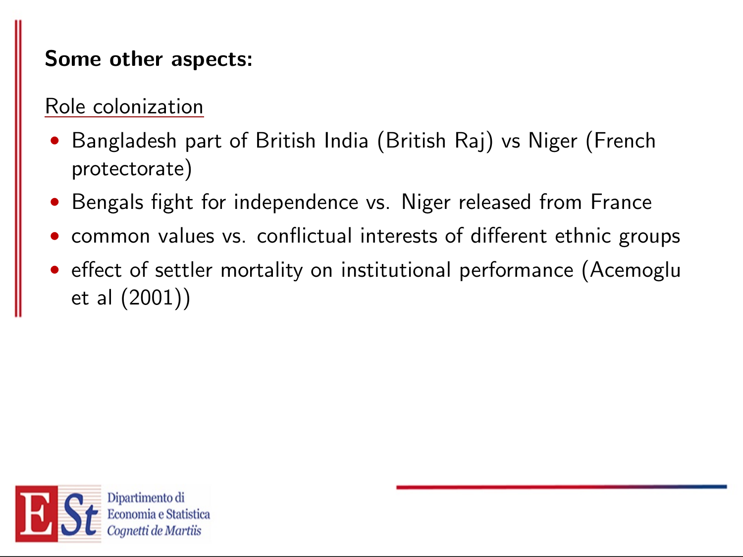## Some other aspects:

Role colonization

- Bangladesh part of British India (British Raj) vs Niger (French protectorate)
- Bengals fight for independence vs. Niger released from France
- common values vs. conflictual interests of different ethnic groups
- effect of settler mortality on institutional performance (Acemoglu et al (2001))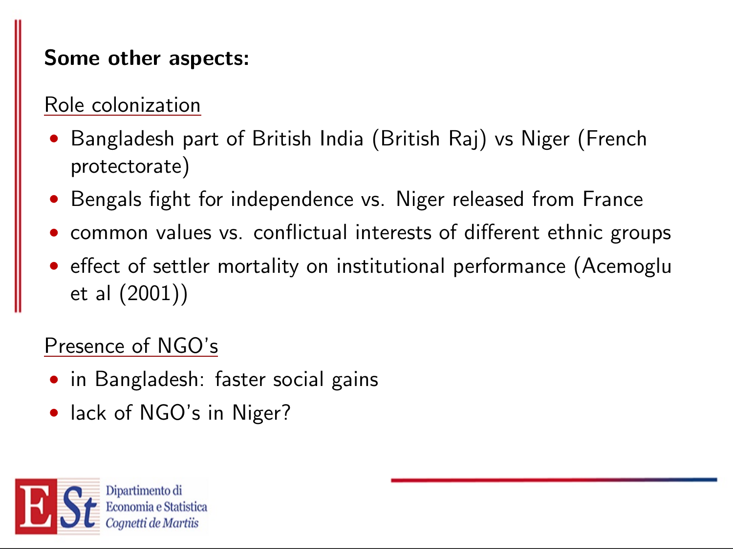**Some other aspects:**

Role colonization

- Bangladesh part of British India (British Raj) vs Niger (French protectorate)
- Bengals fight for independence vs. Niger released from France
- common values vs. conflictual interests of different ethnic groups
- effect of settler mortality on institutional performance (Acemoglu et al (2001))

Presence of NGO's

- in Bangladesh: faster social gains
- lack of NGO's in Niger?